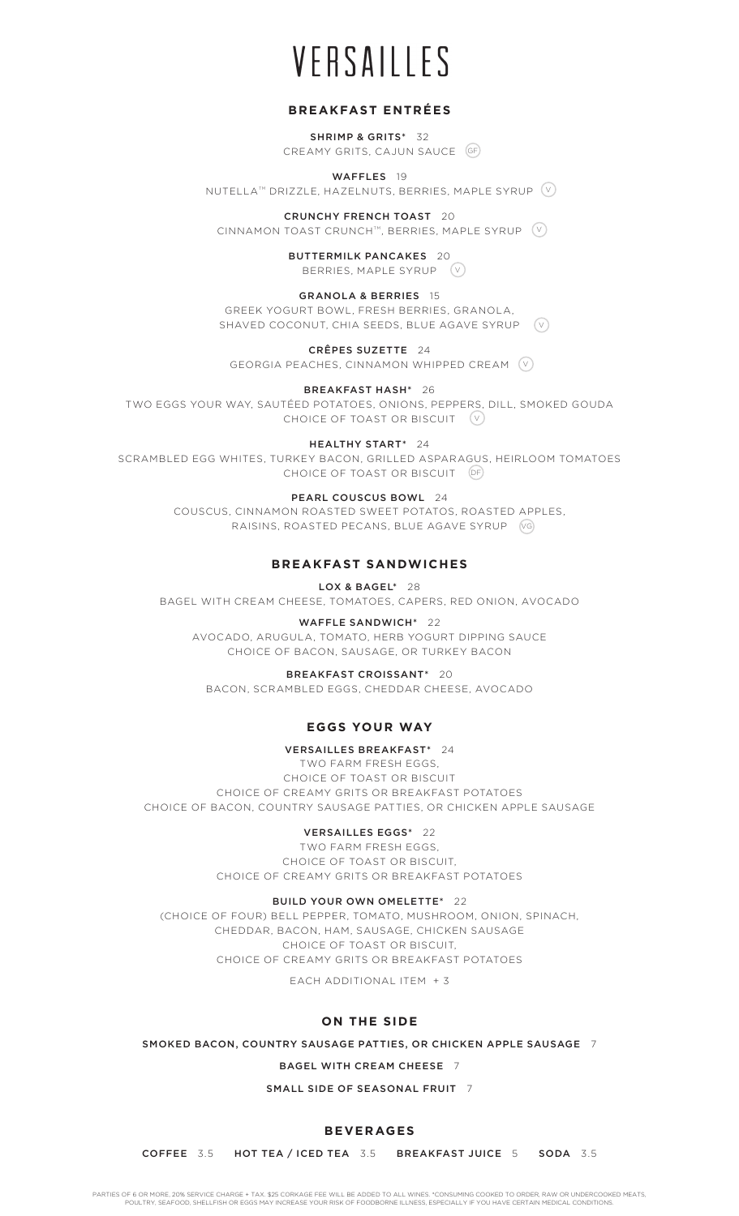# VERSAILLES

## BREAKFAST ENTRÉES

**SHRIMP & GRITS*** 32
CREAMY GRITS, CAJUN SAUCE (GF)

**WAFFLES** 19
NUTELLA™ DRIZZLE, HAZELNUTS, BERRIES, MAPLE SYRUP (V)

**CRUNCHY FRENCH TOAST** 20
CINNAMON TOAST CRUNCH™, BERRIES, MAPLE SYRUP (V)

**BUTTERMILK PANCAKES** 20
BERRIES, MAPLE SYRUP (V)

**GRANOLA & BERRIES** 15
GREEK YOGURT BOWL, FRESH BERRIES, GRANOLA, SHAVED COCONUT, CHIA SEEDS, BLUE AGAVE SYRUP (V)

**CRÊPES SUZETTE** 24
GEORGIA PEACHES, CINNAMON WHIPPED CREAM (V)

**BREAKFAST HASH*** 26
TWO EGGS YOUR WAY, SAUTÉED POTATOES, ONIONS, PEPPERS, DILL, SMOKED GOUDA
CHOICE OF TOAST OR BISCUIT (V)

**HEALTHY START*** 24
SCRAMBLED EGG WHITES, TURKEY BACON, GRILLED ASPARAGUS, HEIRLOOM TOMATOES
CHOICE OF TOAST OR BISCUIT (DF)

**PEARL COUSCOUS BOWL** 24
COUSCUS, CINNAMON ROASTED SWEET POTATOS, ROASTED APPLES, RAISINS, ROASTED PECANS, BLUE AGAVE SYRUP (VG)

## BREAKFAST SANDWICHES

**LOX & BAGEL*** 28
BAGEL WITH CREAM CHEESE, TOMATOES, CAPERS, RED ONION, AVOCADO

**WAFFLE SANDWICH*** 22
AVOCADO, ARUGULA, TOMATO, HERB YOGURT DIPPING SAUCE
CHOICE OF BACON, SAUSAGE, OR TURKEY BACON

**BREAKFAST CROISSANT*** 20
BACON, SCRAMBLED EGGS, CHEDDAR CHEESE, AVOCADO

## EGGS YOUR WAY

**VERSAILLES BREAKFAST*** 24
TWO FARM FRESH EGGS,
CHOICE OF TOAST OR BISCUIT
CHOICE OF CREAMY GRITS OR BREAKFAST POTATOES
CHOICE OF BACON, COUNTRY SAUSAGE PATTIES, OR CHICKEN APPLE SAUSAGE

**VERSAILLES EGGS*** 22
TWO FARM FRESH EGGS,
CHOICE OF TOAST OR BISCUIT,
CHOICE OF CREAMY GRITS OR BREAKFAST POTATOES

**BUILD YOUR OWN OMELETTE*** 22
(CHOICE OF FOUR) BELL PEPPER, TOMATO, MUSHROOM, ONION, SPINACH, CHEDDAR, BACON, HAM, SAUSAGE, CHICKEN SAUSAGE
CHOICE OF TOAST OR BISCUIT,
CHOICE OF CREAMY GRITS OR BREAKFAST POTATOES

EACH ADDITIONAL ITEM + 3

## ON THE SIDE

**SMOKED BACON, COUNTRY SAUSAGE PATTIES, OR CHICKEN APPLE SAUSAGE** 7

**BAGEL WITH CREAM CHEESE** 7

**SMALL SIDE OF SEASONAL FRUIT** 7

## BEVERAGES

**COFFEE** 3.5 **HOT TEA / ICED TEA** 3.5 **BREAKFAST JUICE** 5 **SODA** 3.5

PARTIES OF 6 OR MORE, 20% SERVICE CHARGE + TAX. $25 CORKAGE FEE WILL BE ADDED TO ALL WINES. *CONSUMING COOKED TO ORDER, RAW OR UNDERCOOKED MEATS, POULTRY, SEAFOOD, SHELLFISH OR EGGS MAY INCREASE YOUR RISK OF FOODBORNE ILLNESS, ESPECIALLY IF YOU HAVE CERTAIN MEDICAL CONDITIONS.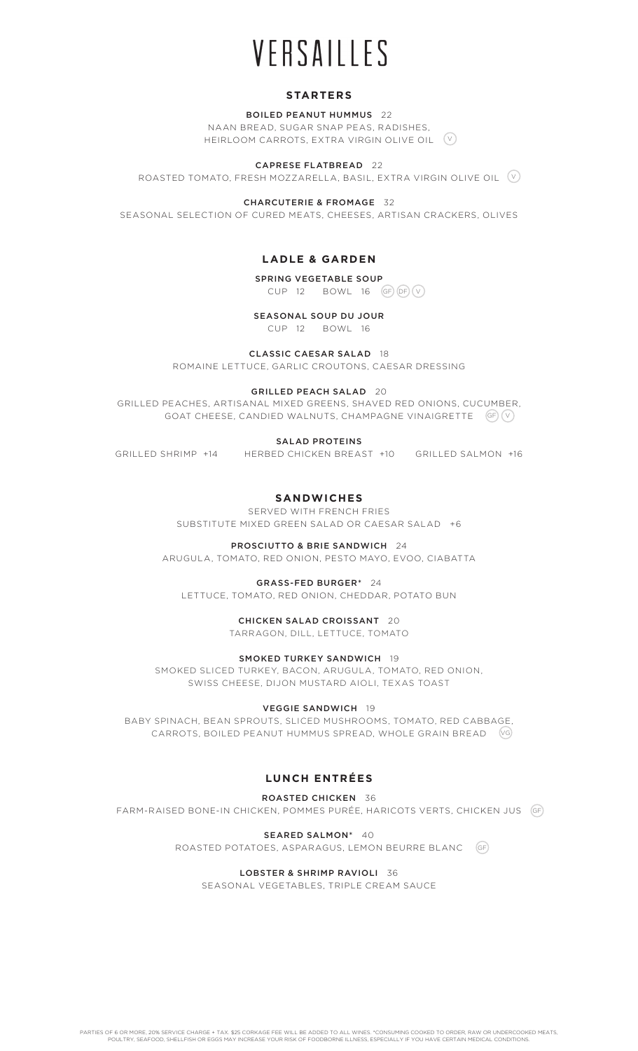# VERSAILLES

## STARTERS

**BOILED PEANUT HUMMUS** 22
NAAN BREAD, SUGAR SNAP PEAS, RADISHES, HEIRLOOM CARROTS, EXTRA VIRGIN OLIVE OIL (V)

**CAPRESE FLATBREAD** 22
ROASTED TOMATO, FRESH MOZZARELLA, BASIL, EXTRA VIRGIN OLIVE OIL (V)

**CHARCUTERIE & FROMAGE** 32
SEASONAL SELECTION OF CURED MEATS, CHEESES, ARTISAN CRACKERS, OLIVES

## LADLE & GARDEN

**SPRING VEGETABLE SOUP**
CUP 12 BOWL 16 (GF) (DF) (V)

**SEASONAL SOUP DU JOUR**
CUP 12 BOWL 16

**CLASSIC CAESAR SALAD** 18
ROMAINE LETTUCE, GARLIC CROUTONS, CAESAR DRESSING

**GRILLED PEACH SALAD** 20
GRILLED PEACHES, ARTISANAL MIXED GREENS, SHAVED RED ONIONS, CUCUMBER, GOAT CHEESE, CANDIED WALNUTS, CHAMPAGNE VINAIGRETTE (GF) (V)

**SALAD PROTEINS**
GRILLED SHRIMP +14 HERBED CHICKEN BREAST +10 GRILLED SALMON +16

## SANDWICHES

SERVED WITH FRENCH FRIES
SUBSTITUTE MIXED GREEN SALAD OR CAESAR SALAD +6

**PROSCIUTTO & BRIE SANDWICH** 24
ARUGULA, TOMATO, RED ONION, PESTO MAYO, EVOO, CIABATTA

**GRASS-FED BURGER*** 24
LETTUCE, TOMATO, RED ONION, CHEDDAR, POTATO BUN

**CHICKEN SALAD CROISSANT** 20
TARRAGON, DILL, LETTUCE, TOMATO

**SMOKED TURKEY SANDWICH** 19
SMOKED SLICED TURKEY, BACON, ARUGULA, TOMATO, RED ONION, SWISS CHEESE, DIJON MUSTARD AIOLI, TEXAS TOAST

**VEGGIE SANDWICH** 19
BABY SPINACH, BEAN SPROUTS, SLICED MUSHROOMS, TOMATO, RED CABBAGE, CARROTS, BOILED PEANUT HUMMUS SPREAD, WHOLE GRAIN BREAD (VG)

## LUNCH ENTRÉES

**ROASTED CHICKEN** 36
FARM-RAISED BONE-IN CHICKEN, POMMES PURÉE, HARICOTS VERTS, CHICKEN JUS (GF)

**SEARED SALMON*** 40
ROASTED POTATOES, ASPARAGUS, LEMON BEURRE BLANC (GF)

**LOBSTER & SHRIMP RAVIOLI** 36
SEASONAL VEGETABLES, TRIPLE CREAM SAUCE

PARTIES OF 6 OR MORE, 20% SERVICE CHARGE + TAX. $25 CORKAGE FEE WILL BE ADDED TO ALL WINES. *CONSUMING COOKED TO ORDER, RAW OR UNDERCOOKED MEATS, POULTRY, SEAFOOD, SHELLFISH OR EGGS MAY INCREASE YOUR RISK OF FOODBORNE ILLNESS, ESPECIALLY IF YOU HAVE CERTAIN MEDICAL CONDITIONS.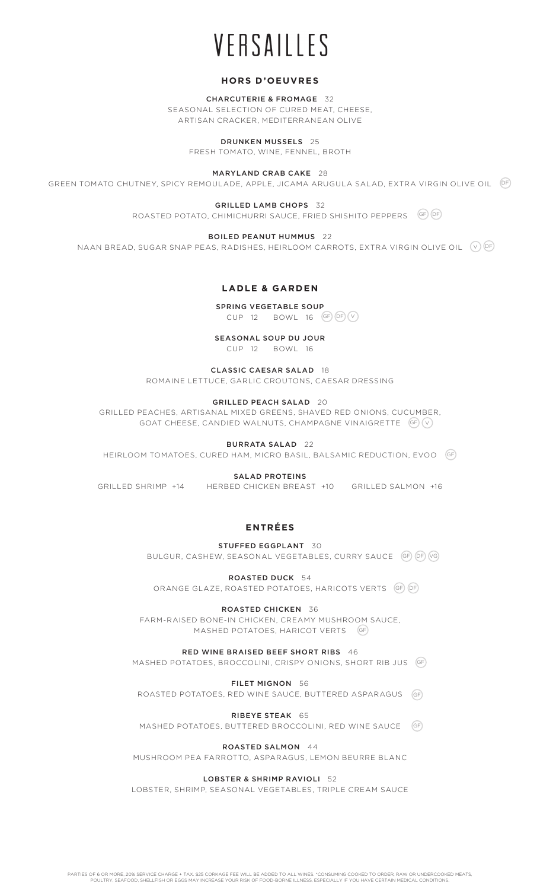# VERSAILLES

## HORS D'OEUVRES

**CHARCUTERIE & FROMAGE** 32
SEASONAL SELECTION OF CURED MEAT, CHEESE, ARTISAN CRACKER, MEDITERRANEAN OLIVE

**DRUNKEN MUSSELS** 25
FRESH TOMATO, WINE, FENNEL, BROTH

**MARYLAND CRAB CAKE** 28
GREEN TOMATO CHUTNEY, SPICY REMOULADE, APPLE, JICAMA ARUGULA SALAD, EXTRA VIRGIN OLIVE OIL (DF)

**GRILLED LAMB CHOPS** 32
ROASTED POTATO, CHIMICHURRI SAUCE, FRIED SHISHITO PEPPERS (GF) (DF)

**BOILED PEANUT HUMMUS** 22
NAAN BREAD, SUGAR SNAP PEAS, RADISHES, HEIRLOOM CARROTS, EXTRA VIRGIN OLIVE OIL (V) (DF)

## LADLE & GARDEN

**SPRING VEGETABLE SOUP**
CUP 12 BOWL 16 (GF) (DF) (V)

**SEASONAL SOUP DU JOUR**
CUP 12 BOWL 16

**CLASSIC CAESAR SALAD** 18
ROMAINE LETTUCE, GARLIC CROUTONS, CAESAR DRESSING

**GRILLED PEACH SALAD** 20
GRILLED PEACHES, ARTISANAL MIXED GREENS, SHAVED RED ONIONS, CUCUMBER, GOAT CHEESE, CANDIED WALNUTS, CHAMPAGNE VINAIGRETTE (GF) (V)

**BURRATA SALAD** 22
HEIRLOOM TOMATOES, CURED HAM, MICRO BASIL, BALSAMIC REDUCTION, EVOO (GF)

**SALAD PROTEINS**
GRILLED SHRIMP +14 HERBED CHICKEN BREAST +10 GRILLED SALMON +16

## ENTRÉES

**STUFFED EGGPLANT** 30
BULGUR, CASHEW, SEASONAL VEGETABLES, CURRY SAUCE (GF) (DF) (VG)

**ROASTED DUCK** 54
ORANGE GLAZE, ROASTED POTATOES, HARICOTS VERTS (GF) (DF)

**ROASTED CHICKEN** 36
FARM-RAISED BONE-IN CHICKEN, CREAMY MUSHROOM SAUCE, MASHED POTATOES, HARICOT VERTS (GF)

**RED WINE BRAISED BEEF SHORT RIBS** 46
MASHED POTATOES, BROCCOLINI, CRISPY ONIONS, SHORT RIB JUS (GF)

**FILET MIGNON** 56
ROASTED POTATOES, RED WINE SAUCE, BUTTERED ASPARAGUS (GF)

**RIBEYE STEAK** 65
MASHED POTATOES, BUTTERED BROCCOLINI, RED WINE SAUCE (GF)

**ROASTED SALMON** 44
MUSHROOM PEA FARROTTO, ASPARAGUS, LEMON BEURRE BLANC

**LOBSTER & SHRIMP RAVIOLI** 52
LOBSTER, SHRIMP, SEASONAL VEGETABLES, TRIPLE CREAM SAUCE

PARTIES OF 6 OR MORE, 20% SERVICE CHARGE + TAX. $25 CORKAGE FEE WILL BE ADDED TO ALL WINES. *CONSUMING COOKED TO ORDER, RAW OR UNDERCOOKED MEATS, POULTRY, SEAFOOD, SHELLFISH OR EGGS MAY INCREASE YOUR RISK OF FOOD-BORNE ILLNESS, ESPECIALLY IF YOU HAVE CERTAIN MEDICAL CONDITIONS.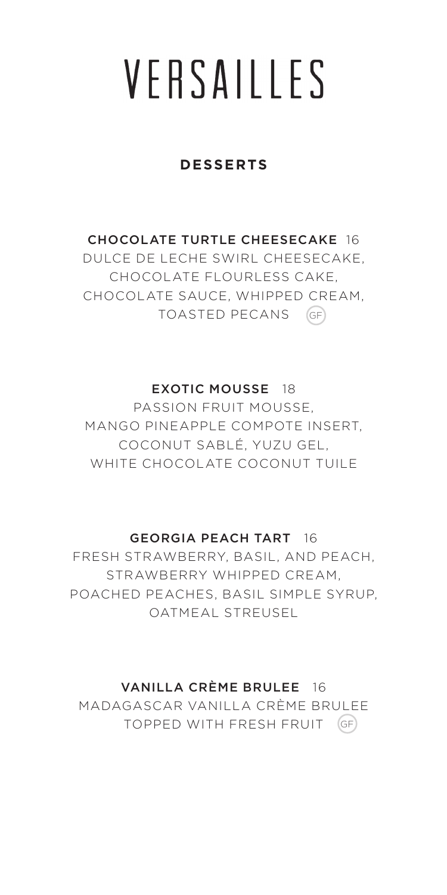# VERSAILLES

## DESSERTS

**CHOCOLATE TURTLE CHEESECAKE** 16
DULCE DE LECHE SWIRL CHEESECAKE, CHOCOLATE FLOURLESS CAKE, CHOCOLATE SAUCE, WHIPPED CREAM, TOASTED PECANS (GF)

**EXOTIC MOUSSE** 18
PASSION FRUIT MOUSSE, MANGO PINEAPPLE COMPOTE INSERT, COCONUT SABLÉ, YUZU GEL, WHITE CHOCOLATE COCONUT TUILE

**GEORGIA PEACH TART** 16
FRESH STRAWBERRY, BASIL, AND PEACH, STRAWBERRY WHIPPED CREAM, POACHED PEACHES, BASIL SIMPLE SYRUP, OATMEAL STREUSEL

**VANILLA CRÈME BRULEE** 16
MADAGASCAR VANILLA CRÈME BRULEE TOPPED WITH FRESH FRUIT (GF)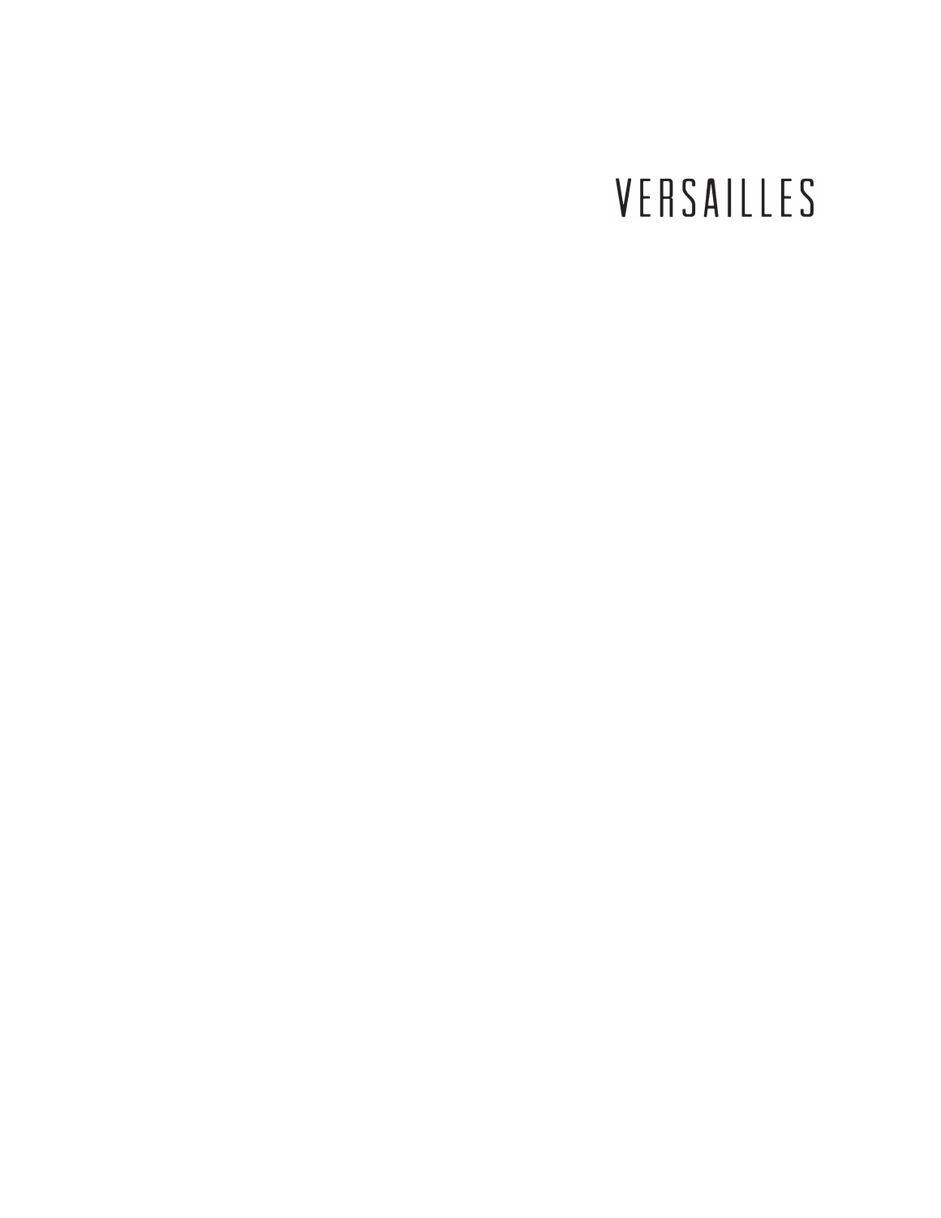# VERSAILLES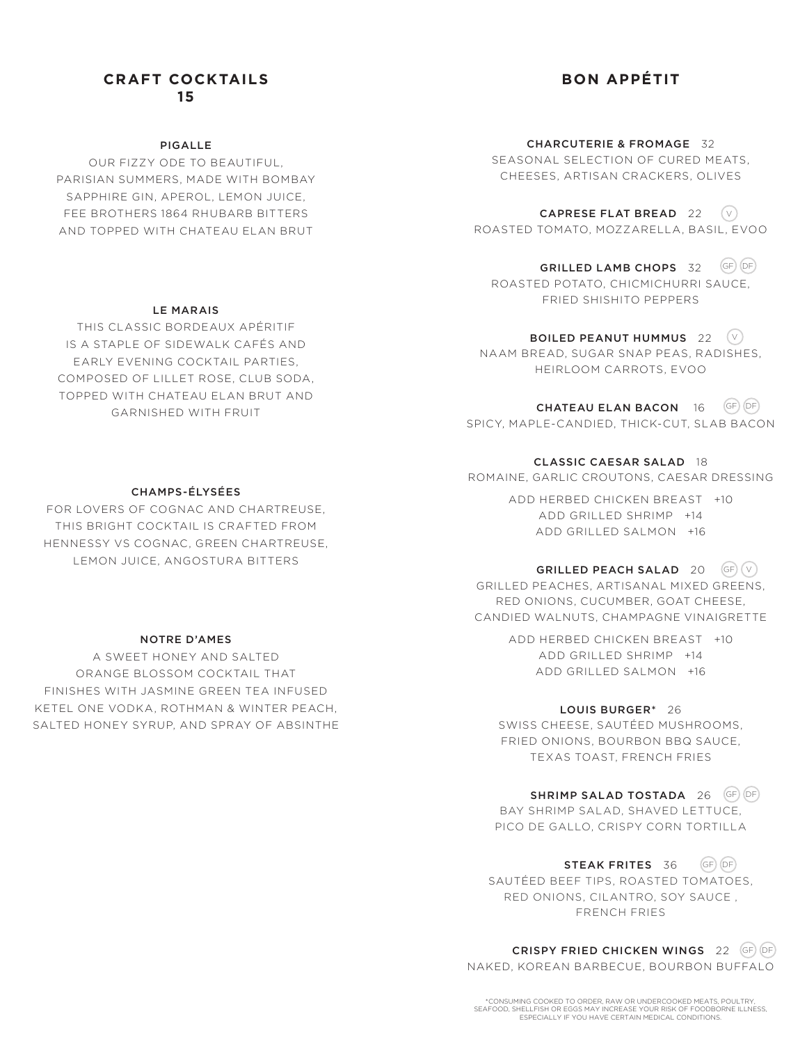## CRAFT COCKTAILS 15

### PIGALLE

OUR FIZZY ODE TO BEAUTIFUL, PARISIAN SUMMERS, MADE WITH BOMBAY SAPPHIRE GIN, APEROL, LEMON JUICE, FEE BROTHERS 1864 RHUBARB BITTERS AND TOPPED WITH CHATEAU ELAN BRUT

### LE MARAIS

THIS CLASSIC BORDEAUX APÉRITIF IS A STAPLE OF SIDEWALK CAFÉS AND EARLY EVENING COCKTAIL PARTIES, COMPOSED OF LILLET ROSE, CLUB SODA, TOPPED WITH CHATEAU ELAN BRUT AND GARNISHED WITH FRUIT

### CHAMPS-ÉLYSÉES

FOR LOVERS OF COGNAC AND CHARTREUSE, THIS BRIGHT COCKTAIL IS CRAFTED FROM HENNESSY VS COGNAC, GREEN CHARTREUSE, LEMON JUICE, ANGOSTURA BITTERS

### NOTRE D'AMES

A SWEET HONEY AND SALTED ORANGE BLOSSOM COCKTAIL THAT FINISHES WITH JASMINE GREEN TEA INFUSED KETEL ONE VODKA, ROTHMAN & WINTER PEACH, SALTED HONEY SYRUP, AND SPRAY OF ABSINTHE

## BON APPÉTIT

### CHARCUTERIE & FROMAGE 32

SEASONAL SELECTION OF CURED MEATS, CHEESES, ARTISAN CRACKERS, OLIVES

### CAPRESE FLAT BREAD 22 (V)

ROASTED TOMATO, MOZZARELLA, BASIL, EVOO

### GRILLED LAMB CHOPS 32 (GF) (DF)

ROASTED POTATO, CHICMICHURRI SAUCE, FRIED SHISHITO PEPPERS

### BOILED PEANUT HUMMUS 22 (V)

NAAM BREAD, SUGAR SNAP PEAS, RADISHES, HEIRLOOM CARROTS, EVOO

### CHATEAU ELAN BACON 16 (GF) (DF)

SPICY, MAPLE-CANDIED, THICK-CUT, SLAB BACON

### CLASSIC CAESAR SALAD 18

ROMAINE, GARLIC CROUTONS, CAESAR DRESSING

ADD HERBED CHICKEN BREAST +10
ADD GRILLED SHRIMP +14
ADD GRILLED SALMON +16

### GRILLED PEACH SALAD 20 (GF) (V)

GRILLED PEACHES, ARTISANAL MIXED GREENS, RED ONIONS, CUCUMBER, GOAT CHEESE, CANDIED WALNUTS, CHAMPAGNE VINAIGRETTE

ADD HERBED CHICKEN BREAST +10
ADD GRILLED SHRIMP +14
ADD GRILLED SALMON +16

### LOUIS BURGER* 26

SWISS CHEESE, SAUTÉED MUSHROOMS, FRIED ONIONS, BOURBON BBQ SAUCE, TEXAS TOAST, FRENCH FRIES

### SHRIMP SALAD TOSTADA 26 (GF) (DF)

BAY SHRIMP SALAD, SHAVED LETTUCE, PICO DE GALLO, CRISPY CORN TORTILLA

### STEAK FRITES 36 (GF) (DF)

SAUTÉED BEEF TIPS, ROASTED TOMATOES, RED ONIONS, CILANTRO, SOY SAUCE , FRENCH FRIES

### CRISPY FRIED CHICKEN WINGS 22 (GF) (DF)

NAKED, KOREAN BARBECUE, BOURBON BUFFALO

*CONSUMING COOKED TO ORDER, RAW OR UNDERCOOKED MEATS, POULTRY, SEAFOOD, SHELLFISH OR EGGS MAY INCREASE YOUR RISK OF FOODBORNE ILLNESS, ESPECIALLY IF YOU HAVE CERTAIN MEDICAL CONDITIONS.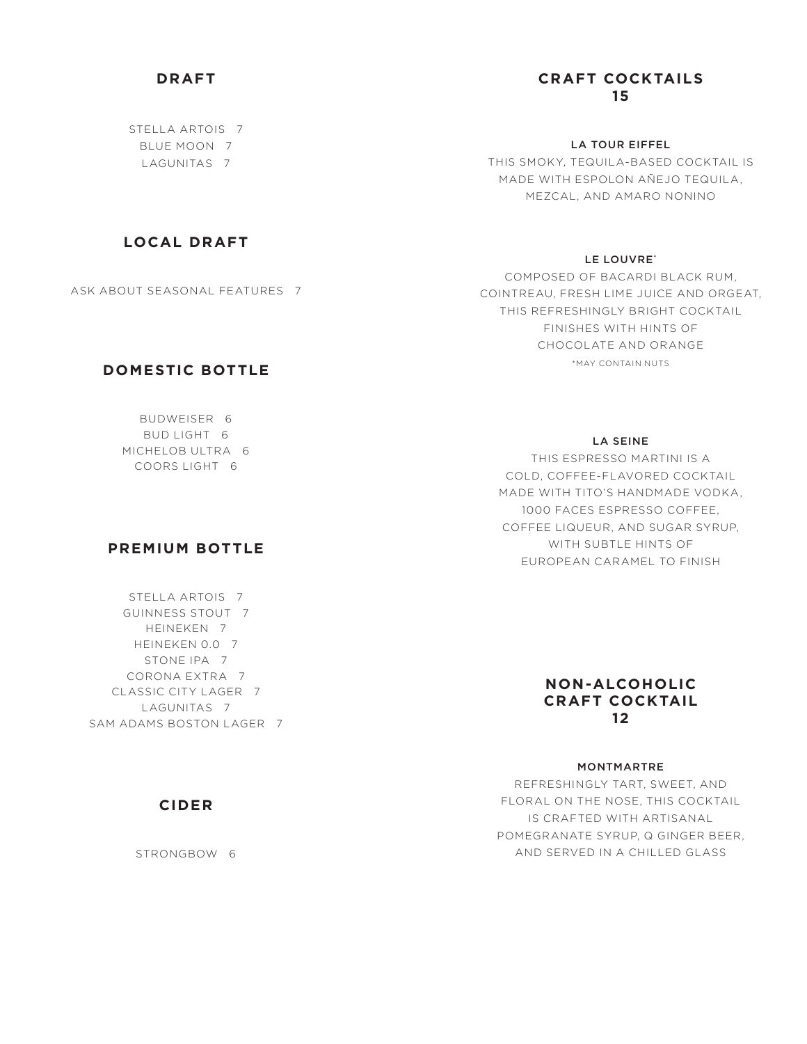## DRAFT

STELLA ARTOIS 7
BLUE MOON 7
LAGUNITAS 7

## LOCAL DRAFT

ASK ABOUT SEASONAL FEATURES 7

## DOMESTIC BOTTLE

BUDWEISER 6
BUD LIGHT 6
MICHELOB ULTRA 6
COORS LIGHT 6

## PREMIUM BOTTLE

STELLA ARTOIS 7
GUINNESS STOUT 7
HEINEKEN 7
HEINEKEN 0.0 7
STONE IPA 7
CORONA EXTRA 7
CLASSIC CITY LAGER 7
LAGUNITAS 7
SAM ADAMS BOSTON LAGER 7

## CIDER

STRONGBOW 6

## CRAFT COCKTAILS 15

### LA TOUR EIFFEL

THIS SMOKY, TEQUILA-BASED COCKTAIL IS MADE WITH ESPOLON AÑEJO TEQUILA, MEZCAL, AND AMARO NONINO

### LE LOUVRE*

COMPOSED OF BACARDI BLACK RUM, COINTREAU, FRESH LIME JUICE AND ORGEAT, THIS REFRESHINGLY BRIGHT COCKTAIL FINISHES WITH HINTS OF CHOCOLATE AND ORANGE

*MAY CONTAIN NUTS

### LA SEINE

THIS ESPRESSO MARTINI IS A COLD, COFFEE-FLAVORED COCKTAIL MADE WITH TITO'S HANDMADE VODKA, 1000 FACES ESPRESSO COFFEE, COFFEE LIQUEUR, AND SUGAR SYRUP, WITH SUBTLE HINTS OF EUROPEAN CARAMEL TO FINISH

## NON-ALCOHOLIC CRAFT COCKTAIL 12

### MONTMARTRE

REFRESHINGLY TART, SWEET, AND FLORAL ON THE NOSE, THIS COCKTAIL IS CRAFTED WITH ARTISANAL POMEGRANATE SYRUP, Q GINGER BEER, AND SERVED IN A CHILLED GLASS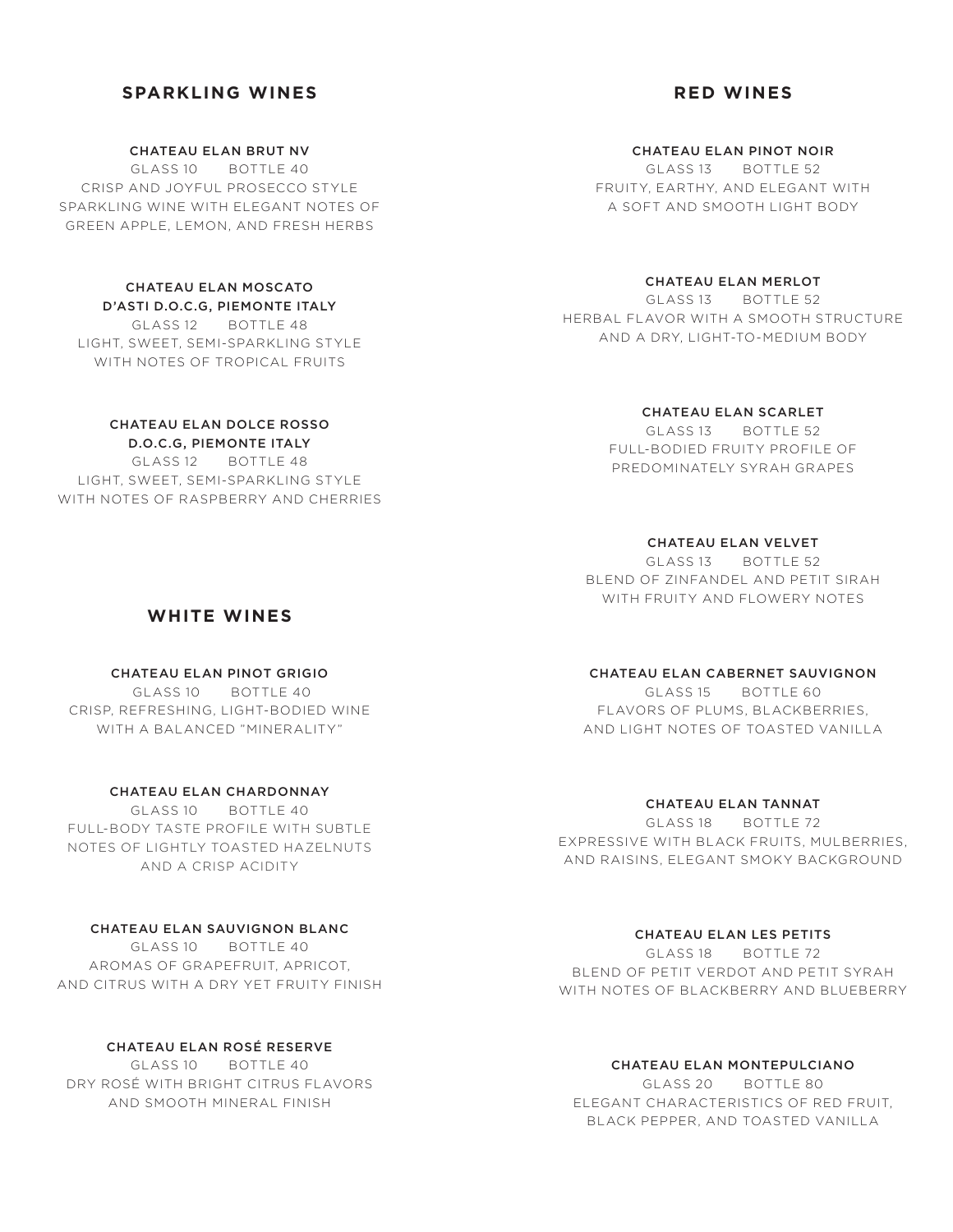## SPARKLING WINES

**CHATEAU ELAN BRUT NV**
GLASS 10 BOTTLE 40
CRISP AND JOYFUL PROSECCO STYLE SPARKLING WINE WITH ELEGANT NOTES OF GREEN APPLE, LEMON, AND FRESH HERBS

**CHATEAU ELAN MOSCATO D'ASTI D.O.C.G, PIEMONTE ITALY**
GLASS 12 BOTTLE 48
LIGHT, SWEET, SEMI-SPARKLING STYLE WITH NOTES OF TROPICAL FRUITS

**CHATEAU ELAN DOLCE ROSSO D.O.C.G, PIEMONTE ITALY**
GLASS 12 BOTTLE 48
LIGHT, SWEET, SEMI-SPARKLING STYLE WITH NOTES OF RASPBERRY AND CHERRIES

## WHITE WINES

**CHATEAU ELAN PINOT GRIGIO**
GLASS 10 BOTTLE 40
CRISP, REFRESHING, LIGHT-BODIED WINE WITH A BALANCED "MINERALITY"

**CHATEAU ELAN CHARDONNAY**
GLASS 10 BOTTLE 40
FULL-BODY TASTE PROFILE WITH SUBTLE NOTES OF LIGHTLY TOASTED HAZELNUTS AND A CRISP ACIDITY

**CHATEAU ELAN SAUVIGNON BLANC**
GLASS 10 BOTTLE 40
AROMAS OF GRAPEFRUIT, APRICOT, AND CITRUS WITH A DRY YET FRUITY FINISH

**CHATEAU ELAN ROSÉ RESERVE**
GLASS 10 BOTTLE 40
DRY ROSÉ WITH BRIGHT CITRUS FLAVORS AND SMOOTH MINERAL FINISH

## RED WINES

**CHATEAU ELAN PINOT NOIR**
GLASS 13 BOTTLE 52
FRUITY, EARTHY, AND ELEGANT WITH A SOFT AND SMOOTH LIGHT BODY

**CHATEAU ELAN MERLOT**
GLASS 13 BOTTLE 52
HERBAL FLAVOR WITH A SMOOTH STRUCTURE AND A DRY, LIGHT-TO-MEDIUM BODY

**CHATEAU ELAN SCARLET**
GLASS 13 BOTTLE 52
FULL-BODIED FRUITY PROFILE OF PREDOMINATELY SYRAH GRAPES

**CHATEAU ELAN VELVET**
GLASS 13 BOTTLE 52
BLEND OF ZINFANDEL AND PETIT SIRAH WITH FRUITY AND FLOWERY NOTES

**CHATEAU ELAN CABERNET SAUVIGNON**
GLASS 15 BOTTLE 60
FLAVORS OF PLUMS, BLACKBERRIES, AND LIGHT NOTES OF TOASTED VANILLA

**CHATEAU ELAN TANNAT**
GLASS 18 BOTTLE 72
EXPRESSIVE WITH BLACK FRUITS, MULBERRIES, AND RAISINS, ELEGANT SMOKY BACKGROUND

**CHATEAU ELAN LES PETITS**
GLASS 18 BOTTLE 72
BLEND OF PETIT VERDOT AND PETIT SYRAH WITH NOTES OF BLACKBERRY AND BLUEBERRY

**CHATEAU ELAN MONTEPULCIANO**
GLASS 20 BOTTLE 80
ELEGANT CHARACTERISTICS OF RED FRUIT, BLACK PEPPER, AND TOASTED VANILLA